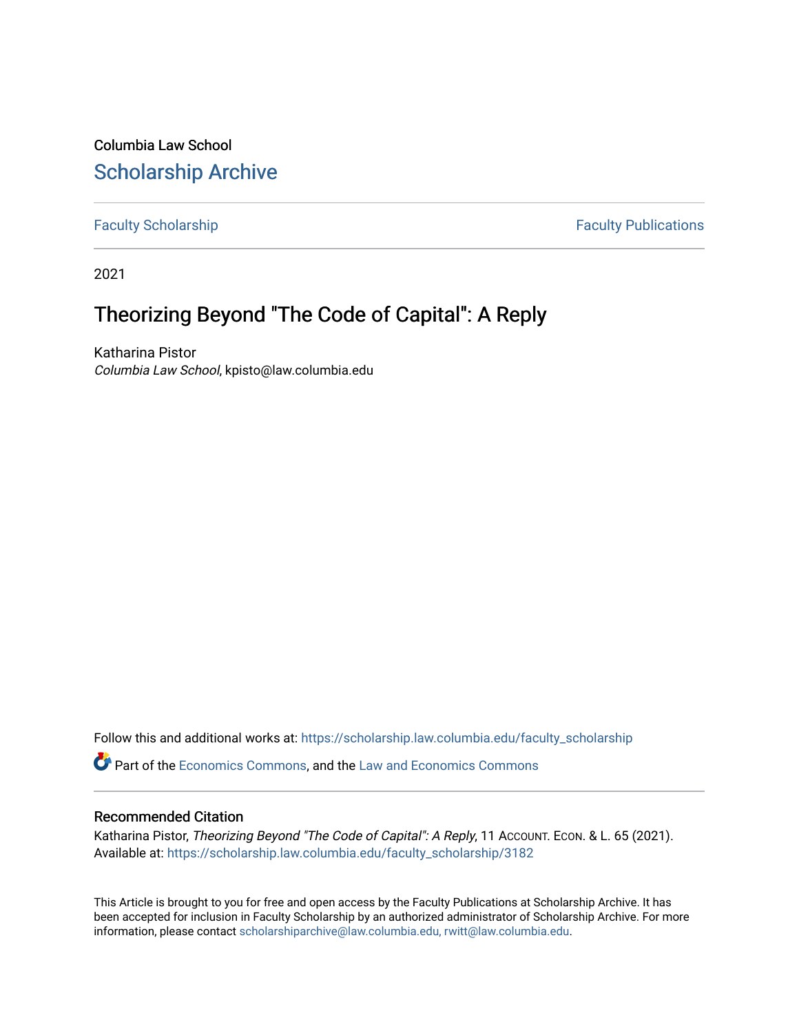Columbia Law School

# Scholarship Archive

Faculty Scholarship | Faculty Publications

2021

## Theorizing Beyond "The Code of Capital": A Reply

Katharina Pistor

*Columbia Law School*, kpisto@law.columbia.edu

Follow this and additional works at: https://scholarship.law.columbia.edu/faculty_scholarship

Part of the Economics Commons, and the Law and Economics Commons

### Recommended Citation

Katharina Pistor, *Theorizing Beyond "The Code of Capital": A Reply*, 11 Account. Econ. & L. 65 (2021). Available at: https://scholarship.law.columbia.edu/faculty_scholarship/3182

This Article is brought to you for free and open access by the Faculty Publications at Scholarship Archive. It has been accepted for inclusion in Faculty Scholarship by an authorized administrator of Scholarship Archive. For more information, please contact scholarshiparchive@law.columbia.edu, rwitt@law.columbia.edu.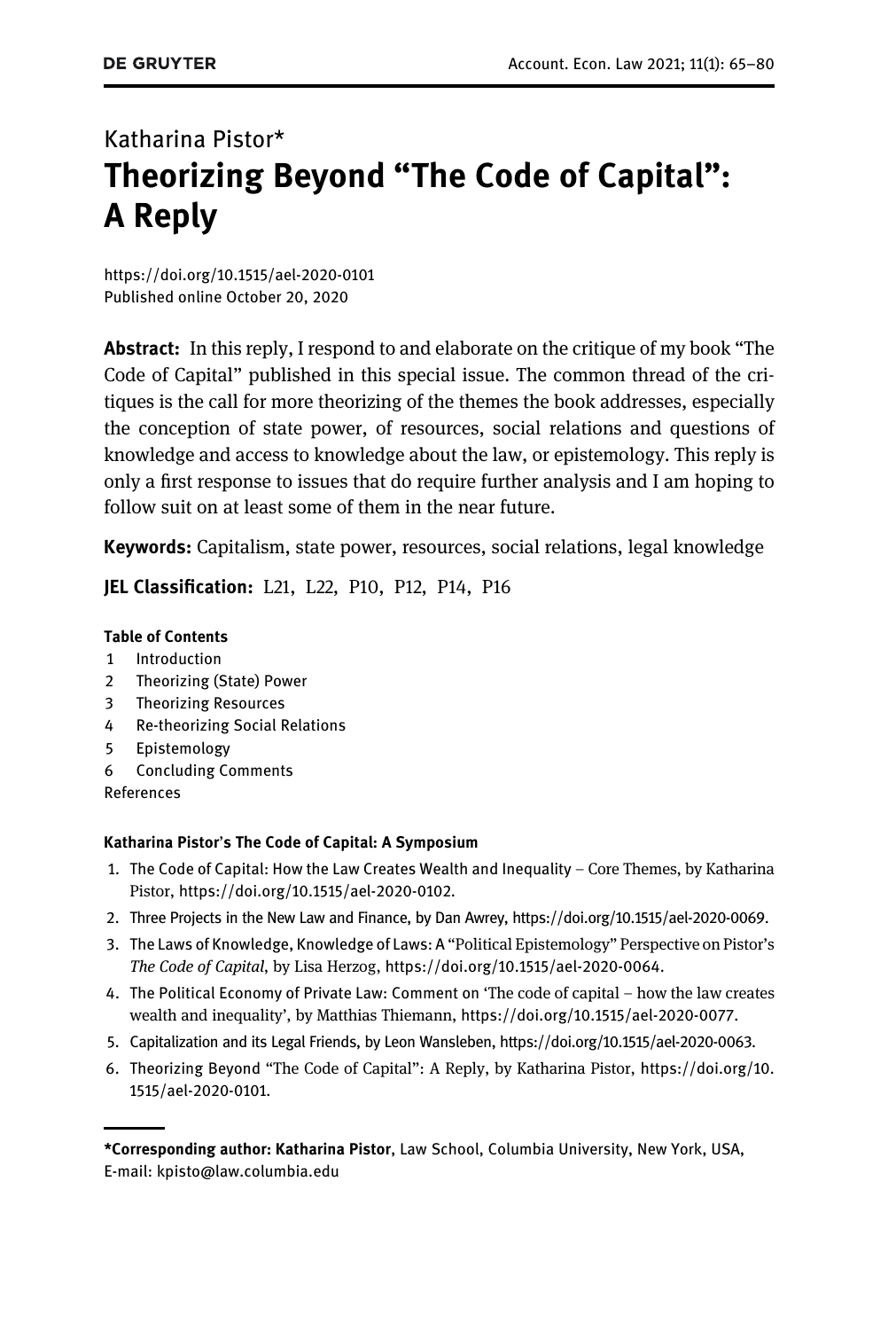Katharina Pistor*

# Theorizing Beyond "The Code of Capital": A Reply

https://doi.org/10.1515/ael-2020-0101
Published online October 20, 2020

**Abstract:** In this reply, I respond to and elaborate on the critique of my book "The Code of Capital" published in this special issue. The common thread of the critiques is the call for more theorizing of the themes the book addresses, especially the conception of state power, of resources, social relations and questions of knowledge and access to knowledge about the law, or epistemology. This reply is only a first response to issues that do require further analysis and I am hoping to follow suit on at least some of them in the near future.

**Keywords:** Capitalism, state power, resources, social relations, legal knowledge

**JEL Classification:** L21, L22, P10, P12, P14, P16

**Table of Contents**

1 Introduction
2 Theorizing (State) Power
3 Theorizing Resources
4 Re-theorizing Social Relations
5 Epistemology
6 Concluding Comments
References

**Katharina Pistor's The Code of Capital: A Symposium**

1. The Code of Capital: How the Law Creates Wealth and Inequality – Core Themes, by Katharina Pistor, https://doi.org/10.1515/ael-2020-0102.
2. Three Projects in the New Law and Finance, by Dan Awrey, https://doi.org/10.1515/ael-2020-0069.
3. The Laws of Knowledge, Knowledge of Laws: A "Political Epistemology" Perspective on Pistor's *The Code of Capital*, by Lisa Herzog, https://doi.org/10.1515/ael-2020-0064.
4. The Political Economy of Private Law: Comment on 'The code of capital – how the law creates wealth and inequality', by Matthias Thiemann, https://doi.org/10.1515/ael-2020-0077.
5. Capitalization and its Legal Friends, by Leon Wansleben, https://doi.org/10.1515/ael-2020-0063.
6. Theorizing Beyond "The Code of Capital": A Reply, by Katharina Pistor, https://doi.org/10.1515/ael-2020-0101.

---

***Corresponding author: Katharina Pistor**, Law School, Columbia University, New York, USA, E-mail: kpisto@law.columbia.edu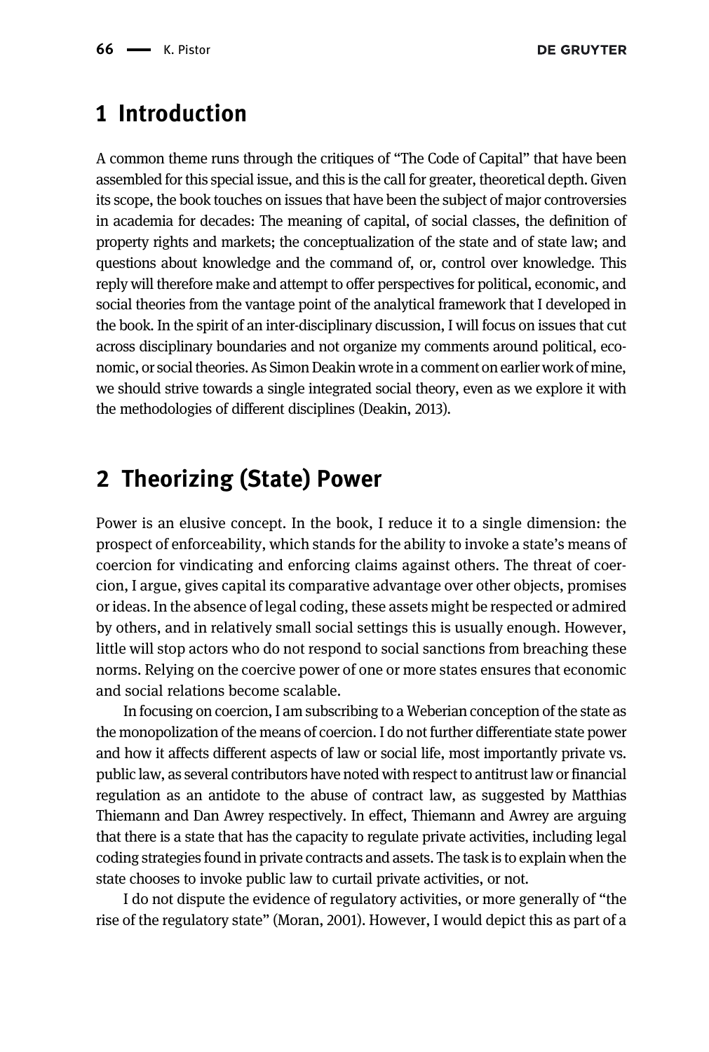## 1 Introduction

A common theme runs through the critiques of "The Code of Capital" that have been assembled for this special issue, and this is the call for greater, theoretical depth. Given its scope, the book touches on issues that have been the subject of major controversies in academia for decades: The meaning of capital, of social classes, the definition of property rights and markets; the conceptualization of the state and of state law; and questions about knowledge and the command of, or, control over knowledge. This reply will therefore make and attempt to offer perspectives for political, economic, and social theories from the vantage point of the analytical framework that I developed in the book. In the spirit of an inter-disciplinary discussion, I will focus on issues that cut across disciplinary boundaries and not organize my comments around political, economic, or social theories. As Simon Deakin wrote in a comment on earlier work of mine, we should strive towards a single integrated social theory, even as we explore it with the methodologies of different disciplines (Deakin, 2013).

## 2 Theorizing (State) Power

Power is an elusive concept. In the book, I reduce it to a single dimension: the prospect of enforceability, which stands for the ability to invoke a state's means of coercion for vindicating and enforcing claims against others. The threat of coercion, I argue, gives capital its comparative advantage over other objects, promises or ideas. In the absence of legal coding, these assets might be respected or admired by others, and in relatively small social settings this is usually enough. However, little will stop actors who do not respond to social sanctions from breaching these norms. Relying on the coercive power of one or more states ensures that economic and social relations become scalable.

In focusing on coercion, I am subscribing to a Weberian conception of the state as the monopolization of the means of coercion. I do not further differentiate state power and how it affects different aspects of law or social life, most importantly private vs. public law, as several contributors have noted with respect to antitrust law or financial regulation as an antidote to the abuse of contract law, as suggested by Matthias Thiemann and Dan Awrey respectively. In effect, Thiemann and Awrey are arguing that there is a state that has the capacity to regulate private activities, including legal coding strategies found in private contracts and assets. The task is to explain when the state chooses to invoke public law to curtail private activities, or not.

I do not dispute the evidence of regulatory activities, or more generally of "the rise of the regulatory state" (Moran, 2001). However, I would depict this as part of a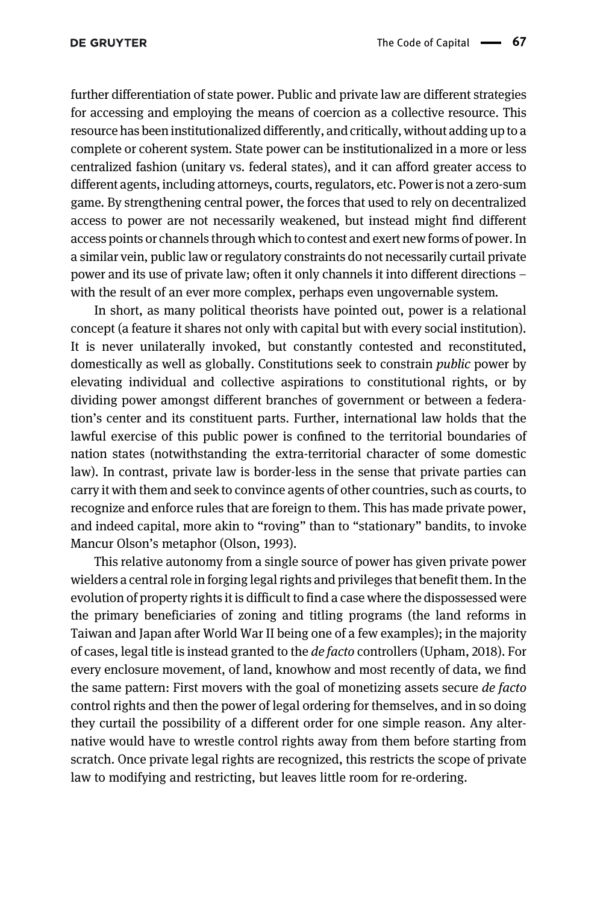further differentiation of state power. Public and private law are different strategies for accessing and employing the means of coercion as a collective resource. This resource has been institutionalized differently, and critically, without adding up to a complete or coherent system. State power can be institutionalized in a more or less centralized fashion (unitary vs. federal states), and it can afford greater access to different agents, including attorneys, courts, regulators, etc. Power is not a zero-sum game. By strengthening central power, the forces that used to rely on decentralized access to power are not necessarily weakened, but instead might find different access points or channels through which to contest and exert new forms of power. In a similar vein, public law or regulatory constraints do not necessarily curtail private power and its use of private law; often it only channels it into different directions – with the result of an ever more complex, perhaps even ungovernable system.

In short, as many political theorists have pointed out, power is a relational concept (a feature it shares not only with capital but with every social institution). It is never unilaterally invoked, but constantly contested and reconstituted, domestically as well as globally. Constitutions seek to constrain *public* power by elevating individual and collective aspirations to constitutional rights, or by dividing power amongst different branches of government or between a federation's center and its constituent parts. Further, international law holds that the lawful exercise of this public power is confined to the territorial boundaries of nation states (notwithstanding the extra-territorial character of some domestic law). In contrast, private law is border-less in the sense that private parties can carry it with them and seek to convince agents of other countries, such as courts, to recognize and enforce rules that are foreign to them. This has made private power, and indeed capital, more akin to "roving" than to "stationary" bandits, to invoke Mancur Olson's metaphor (Olson, 1993).

This relative autonomy from a single source of power has given private power wielders a central role in forging legal rights and privileges that benefit them. In the evolution of property rights it is difficult to find a case where the dispossessed were the primary beneficiaries of zoning and titling programs (the land reforms in Taiwan and Japan after World War II being one of a few examples); in the majority of cases, legal title is instead granted to the *de facto* controllers (Upham, 2018). For every enclosure movement, of land, knowhow and most recently of data, we find the same pattern: First movers with the goal of monetizing assets secure *de facto* control rights and then the power of legal ordering for themselves, and in so doing they curtail the possibility of a different order for one simple reason. Any alternative would have to wrestle control rights away from them before starting from scratch. Once private legal rights are recognized, this restricts the scope of private law to modifying and restricting, but leaves little room for re-ordering.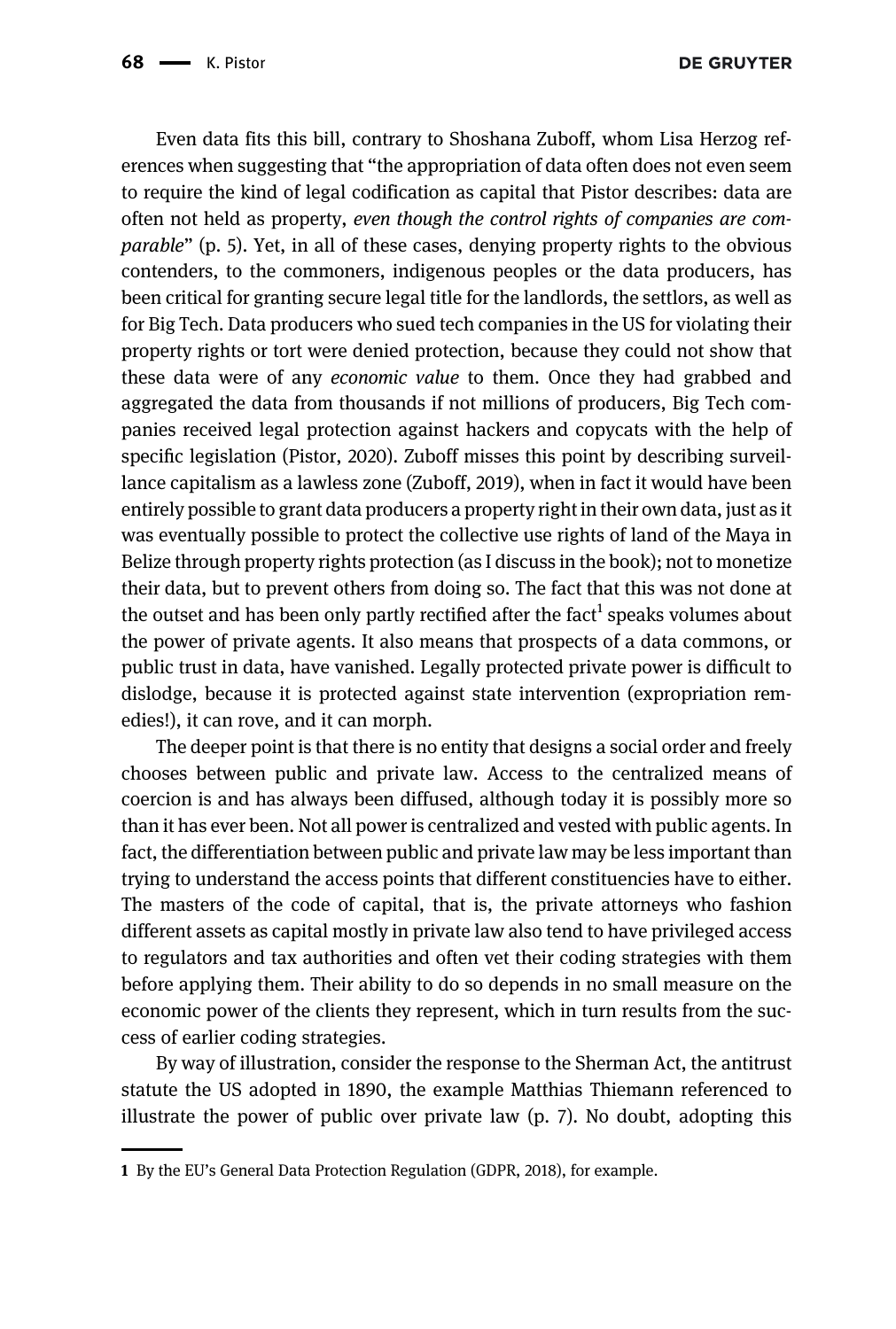Even data fits this bill, contrary to Shoshana Zuboff, whom Lisa Herzog references when suggesting that "the appropriation of data often does not even seem to require the kind of legal codification as capital that Pistor describes: data are often not held as property, *even though the control rights of companies are comparable*" (p. 5). Yet, in all of these cases, denying property rights to the obvious contenders, to the commoners, indigenous peoples or the data producers, has been critical for granting secure legal title for the landlords, the settlors, as well as for Big Tech. Data producers who sued tech companies in the US for violating their property rights or tort were denied protection, because they could not show that these data were of any *economic value* to them. Once they had grabbed and aggregated the data from thousands if not millions of producers, Big Tech companies received legal protection against hackers and copycats with the help of specific legislation (Pistor, 2020). Zuboff misses this point by describing surveillance capitalism as a lawless zone (Zuboff, 2019), when in fact it would have been entirely possible to grant data producers a property right in their own data, just as it was eventually possible to protect the collective use rights of land of the Maya in Belize through property rights protection (as I discuss in the book); not to monetize their data, but to prevent others from doing so. The fact that this was not done at the outset and has been only partly rectified after the fact[1] speaks volumes about the power of private agents. It also means that prospects of a data commons, or public trust in data, have vanished. Legally protected private power is difficult to dislodge, because it is protected against state intervention (expropriation remedies!), it can rove, and it can morph.

The deeper point is that there is no entity that designs a social order and freely chooses between public and private law. Access to the centralized means of coercion is and has always been diffused, although today it is possibly more so than it has ever been. Not all power is centralized and vested with public agents. In fact, the differentiation between public and private law may be less important than trying to understand the access points that different constituencies have to either. The masters of the code of capital, that is, the private attorneys who fashion different assets as capital mostly in private law also tend to have privileged access to regulators and tax authorities and often vet their coding strategies with them before applying them. Their ability to do so depends in no small measure on the economic power of the clients they represent, which in turn results from the success of earlier coding strategies.

By way of illustration, consider the response to the Sherman Act, the antitrust statute the US adopted in 1890, the example Matthias Thiemann referenced to illustrate the power of public over private law (p. 7). No doubt, adopting this

---

[1] By the EU's General Data Protection Regulation (GDPR, 2018), for example.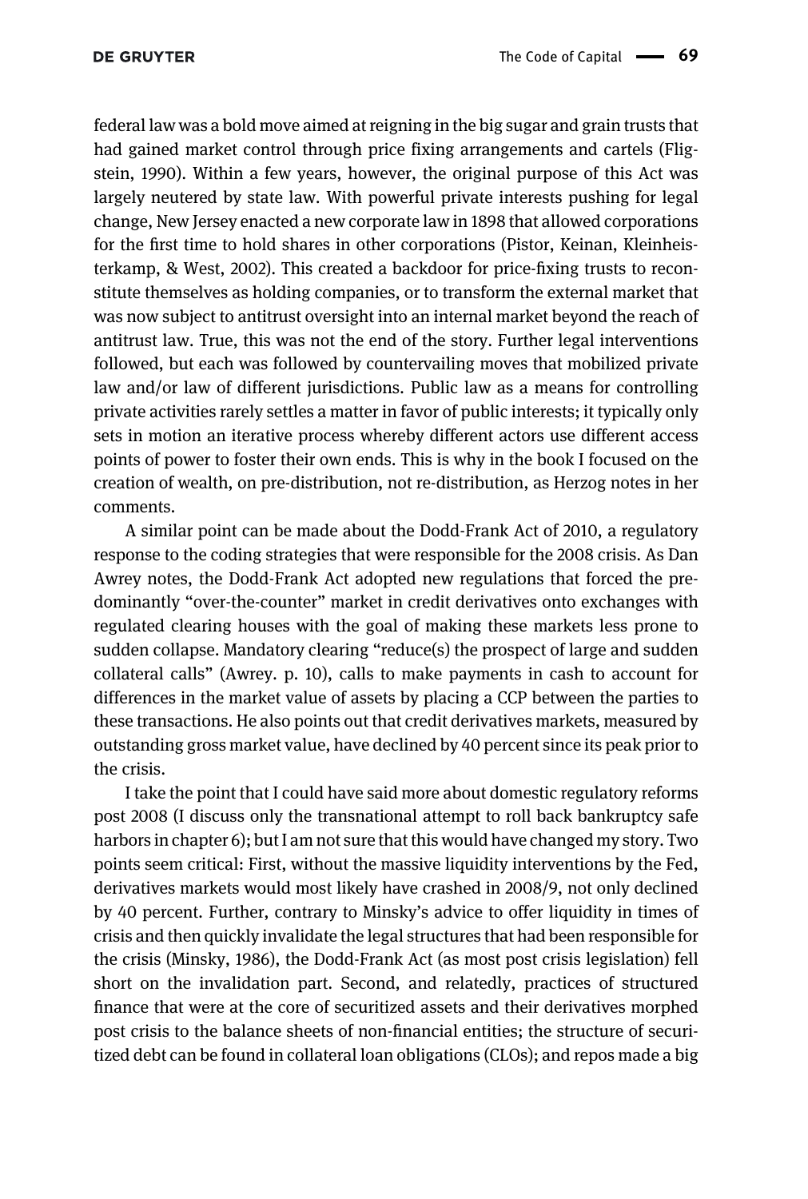federal law was a bold move aimed at reigning in the big sugar and grain trusts that had gained market control through price fixing arrangements and cartels (Fligstein, 1990). Within a few years, however, the original purpose of this Act was largely neutered by state law. With powerful private interests pushing for legal change, New Jersey enacted a new corporate law in 1898 that allowed corporations for the first time to hold shares in other corporations (Pistor, Keinan, Kleinheisterkamp, & West, 2002). This created a backdoor for price-fixing trusts to reconstitute themselves as holding companies, or to transform the external market that was now subject to antitrust oversight into an internal market beyond the reach of antitrust law. True, this was not the end of the story. Further legal interventions followed, but each was followed by countervailing moves that mobilized private law and/or law of different jurisdictions. Public law as a means for controlling private activities rarely settles a matter in favor of public interests; it typically only sets in motion an iterative process whereby different actors use different access points of power to foster their own ends. This is why in the book I focused on the creation of wealth, on pre-distribution, not re-distribution, as Herzog notes in her comments.

A similar point can be made about the Dodd-Frank Act of 2010, a regulatory response to the coding strategies that were responsible for the 2008 crisis. As Dan Awrey notes, the Dodd-Frank Act adopted new regulations that forced the predominantly "over-the-counter" market in credit derivatives onto exchanges with regulated clearing houses with the goal of making these markets less prone to sudden collapse. Mandatory clearing "reduce(s) the prospect of large and sudden collateral calls" (Awrey. p. 10), calls to make payments in cash to account for differences in the market value of assets by placing a CCP between the parties to these transactions. He also points out that credit derivatives markets, measured by outstanding gross market value, have declined by 40 percent since its peak prior to the crisis.

I take the point that I could have said more about domestic regulatory reforms post 2008 (I discuss only the transnational attempt to roll back bankruptcy safe harbors in chapter 6); but I am not sure that this would have changed my story. Two points seem critical: First, without the massive liquidity interventions by the Fed, derivatives markets would most likely have crashed in 2008/9, not only declined by 40 percent. Further, contrary to Minsky's advice to offer liquidity in times of crisis and then quickly invalidate the legal structures that had been responsible for the crisis (Minsky, 1986), the Dodd-Frank Act (as most post crisis legislation) fell short on the invalidation part. Second, and relatedly, practices of structured finance that were at the core of securitized assets and their derivatives morphed post crisis to the balance sheets of non-financial entities; the structure of securitized debt can be found in collateral loan obligations (CLOs); and repos made a big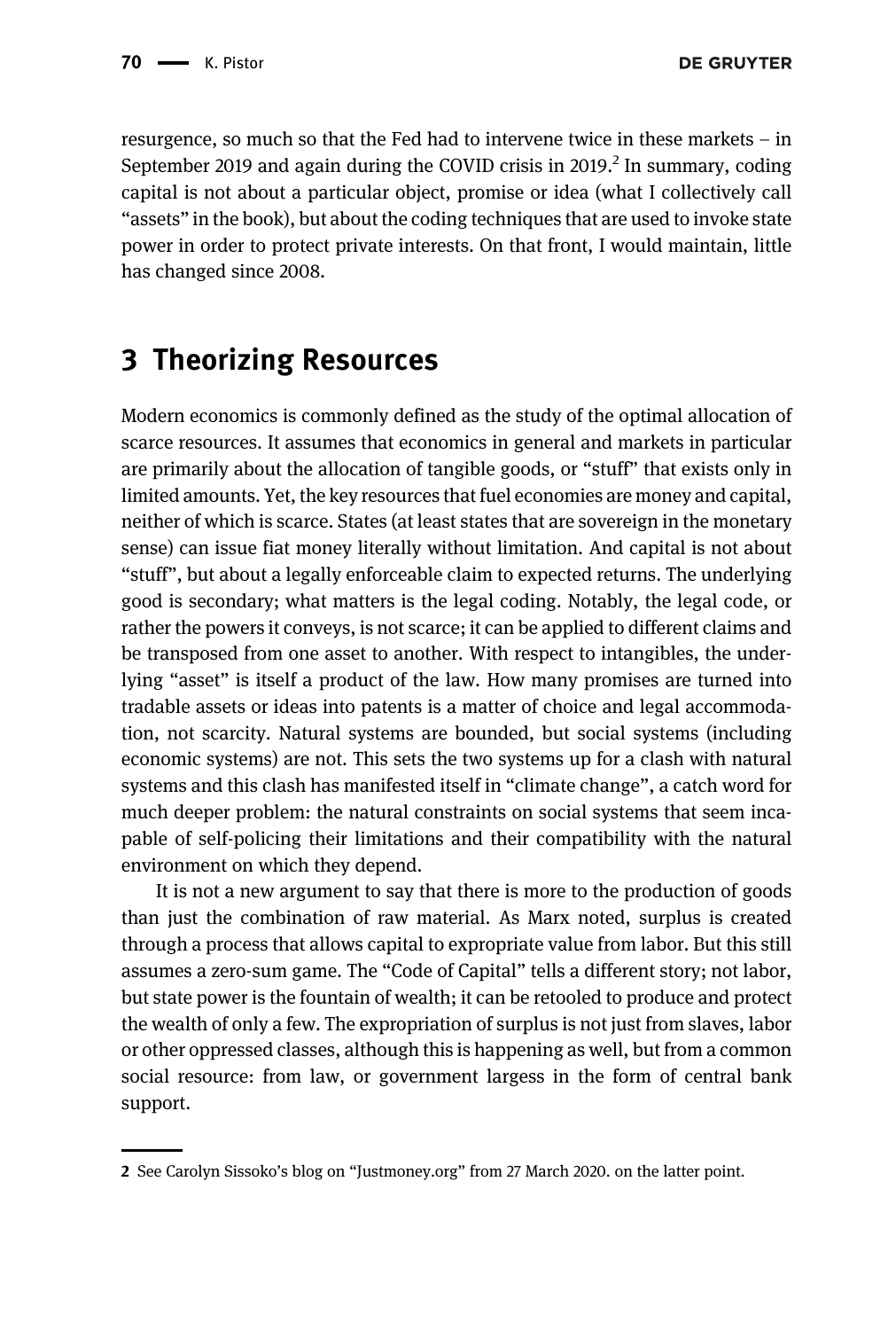resurgence, so much so that the Fed had to intervene twice in these markets – in September 2019 and again during the COVID crisis in 2019.[2] In summary, coding capital is not about a particular object, promise or idea (what I collectively call "assets" in the book), but about the coding techniques that are used to invoke state power in order to protect private interests. On that front, I would maintain, little has changed since 2008.

## 3 Theorizing Resources

Modern economics is commonly defined as the study of the optimal allocation of scarce resources. It assumes that economics in general and markets in particular are primarily about the allocation of tangible goods, or "stuff" that exists only in limited amounts. Yet, the key resources that fuel economies are money and capital, neither of which is scarce. States (at least states that are sovereign in the monetary sense) can issue fiat money literally without limitation. And capital is not about "stuff", but about a legally enforceable claim to expected returns. The underlying good is secondary; what matters is the legal coding. Notably, the legal code, or rather the powers it conveys, is not scarce; it can be applied to different claims and be transposed from one asset to another. With respect to intangibles, the underlying "asset" is itself a product of the law. How many promises are turned into tradable assets or ideas into patents is a matter of choice and legal accommodation, not scarcity. Natural systems are bounded, but social systems (including economic systems) are not. This sets the two systems up for a clash with natural systems and this clash has manifested itself in "climate change", a catch word for much deeper problem: the natural constraints on social systems that seem incapable of self-policing their limitations and their compatibility with the natural environment on which they depend.

It is not a new argument to say that there is more to the production of goods than just the combination of raw material. As Marx noted, surplus is created through a process that allows capital to expropriate value from labor. But this still assumes a zero-sum game. The "Code of Capital" tells a different story; not labor, but state power is the fountain of wealth; it can be retooled to produce and protect the wealth of only a few. The expropriation of surplus is not just from slaves, labor or other oppressed classes, although this is happening as well, but from a common social resource: from law, or government largess in the form of central bank support.

---

2 See Carolyn Sissoko's blog on "Justmoney.org" from 27 March 2020. on the latter point.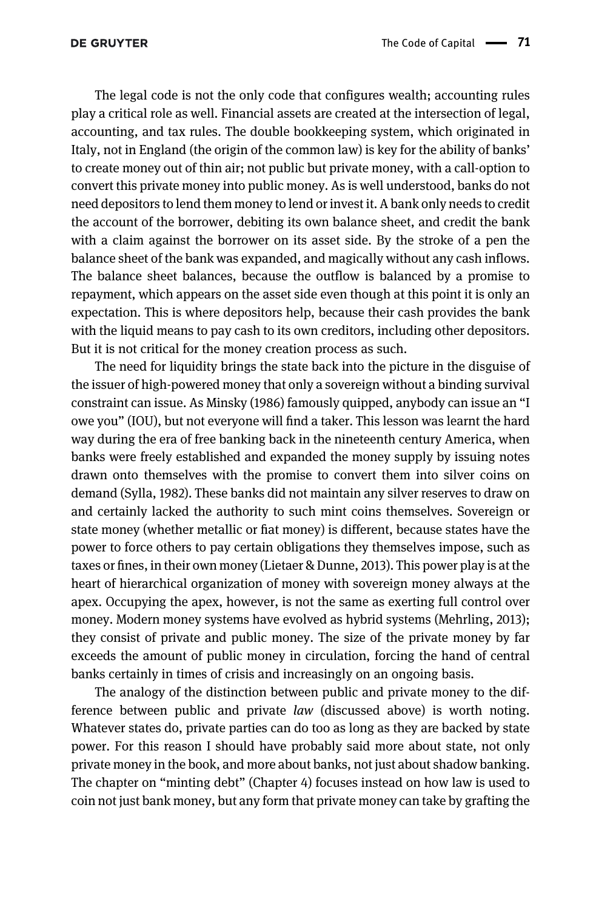The legal code is not the only code that configures wealth; accounting rules play a critical role as well. Financial assets are created at the intersection of legal, accounting, and tax rules. The double bookkeeping system, which originated in Italy, not in England (the origin of the common law) is key for the ability of banks' to create money out of thin air; not public but private money, with a call-option to convert this private money into public money. As is well understood, banks do not need depositors to lend them money to lend or invest it. A bank only needs to credit the account of the borrower, debiting its own balance sheet, and credit the bank with a claim against the borrower on its asset side. By the stroke of a pen the balance sheet of the bank was expanded, and magically without any cash inflows. The balance sheet balances, because the outflow is balanced by a promise to repayment, which appears on the asset side even though at this point it is only an expectation. This is where depositors help, because their cash provides the bank with the liquid means to pay cash to its own creditors, including other depositors. But it is not critical for the money creation process as such.

The need for liquidity brings the state back into the picture in the disguise of the issuer of high-powered money that only a sovereign without a binding survival constraint can issue. As Minsky (1986) famously quipped, anybody can issue an "I owe you" (IOU), but not everyone will find a taker. This lesson was learnt the hard way during the era of free banking back in the nineteenth century America, when banks were freely established and expanded the money supply by issuing notes drawn onto themselves with the promise to convert them into silver coins on demand (Sylla, 1982). These banks did not maintain any silver reserves to draw on and certainly lacked the authority to such mint coins themselves. Sovereign or state money (whether metallic or fiat money) is different, because states have the power to force others to pay certain obligations they themselves impose, such as taxes or fines, in their own money (Lietaer & Dunne, 2013). This power play is at the heart of hierarchical organization of money with sovereign money always at the apex. Occupying the apex, however, is not the same as exerting full control over money. Modern money systems have evolved as hybrid systems (Mehrling, 2013); they consist of private and public money. The size of the private money by far exceeds the amount of public money in circulation, forcing the hand of central banks certainly in times of crisis and increasingly on an ongoing basis.

The analogy of the distinction between public and private money to the difference between public and private *law* (discussed above) is worth noting. Whatever states do, private parties can do too as long as they are backed by state power. For this reason I should have probably said more about state, not only private money in the book, and more about banks, not just about shadow banking. The chapter on "minting debt" (Chapter 4) focuses instead on how law is used to coin not just bank money, but any form that private money can take by grafting the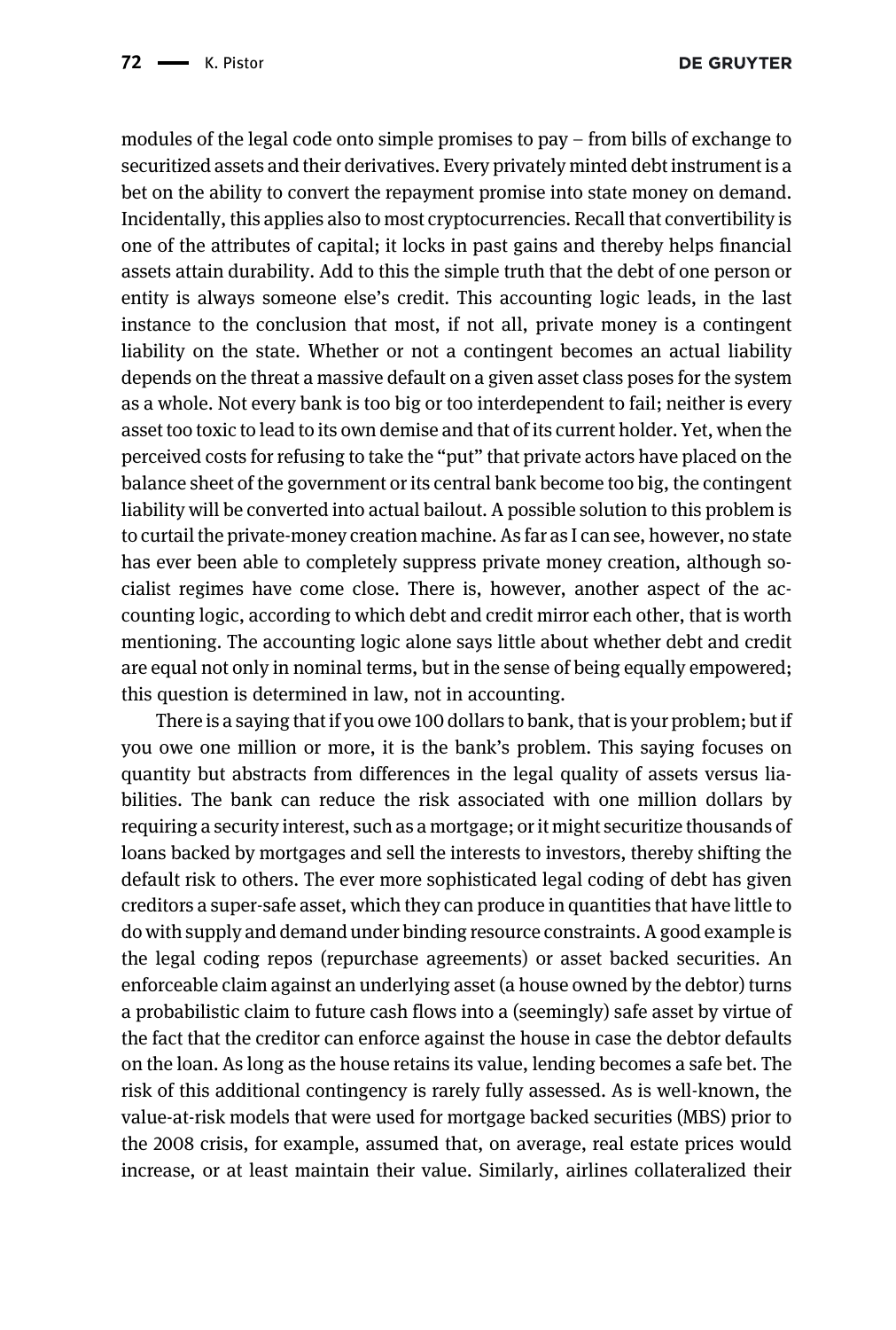modules of the legal code onto simple promises to pay – from bills of exchange to securitized assets and their derivatives. Every privately minted debt instrument is a bet on the ability to convert the repayment promise into state money on demand. Incidentally, this applies also to most cryptocurrencies. Recall that convertibility is one of the attributes of capital; it locks in past gains and thereby helps financial assets attain durability. Add to this the simple truth that the debt of one person or entity is always someone else's credit. This accounting logic leads, in the last instance to the conclusion that most, if not all, private money is a contingent liability on the state. Whether or not a contingent becomes an actual liability depends on the threat a massive default on a given asset class poses for the system as a whole. Not every bank is too big or too interdependent to fail; neither is every asset too toxic to lead to its own demise and that of its current holder. Yet, when the perceived costs for refusing to take the "put" that private actors have placed on the balance sheet of the government or its central bank become too big, the contingent liability will be converted into actual bailout. A possible solution to this problem is to curtail the private-money creation machine. As far as I can see, however, no state has ever been able to completely suppress private money creation, although socialist regimes have come close. There is, however, another aspect of the accounting logic, according to which debt and credit mirror each other, that is worth mentioning. The accounting logic alone says little about whether debt and credit are equal not only in nominal terms, but in the sense of being equally empowered; this question is determined in law, not in accounting.

There is a saying that if you owe 100 dollars to bank, that is your problem; but if you owe one million or more, it is the bank's problem. This saying focuses on quantity but abstracts from differences in the legal quality of assets versus liabilities. The bank can reduce the risk associated with one million dollars by requiring a security interest, such as a mortgage; or it might securitize thousands of loans backed by mortgages and sell the interests to investors, thereby shifting the default risk to others. The ever more sophisticated legal coding of debt has given creditors a super-safe asset, which they can produce in quantities that have little to do with supply and demand under binding resource constraints. A good example is the legal coding repos (repurchase agreements) or asset backed securities. An enforceable claim against an underlying asset (a house owned by the debtor) turns a probabilistic claim to future cash flows into a (seemingly) safe asset by virtue of the fact that the creditor can enforce against the house in case the debtor defaults on the loan. As long as the house retains its value, lending becomes a safe bet. The risk of this additional contingency is rarely fully assessed. As is well-known, the value-at-risk models that were used for mortgage backed securities (MBS) prior to the 2008 crisis, for example, assumed that, on average, real estate prices would increase, or at least maintain their value. Similarly, airlines collateralized their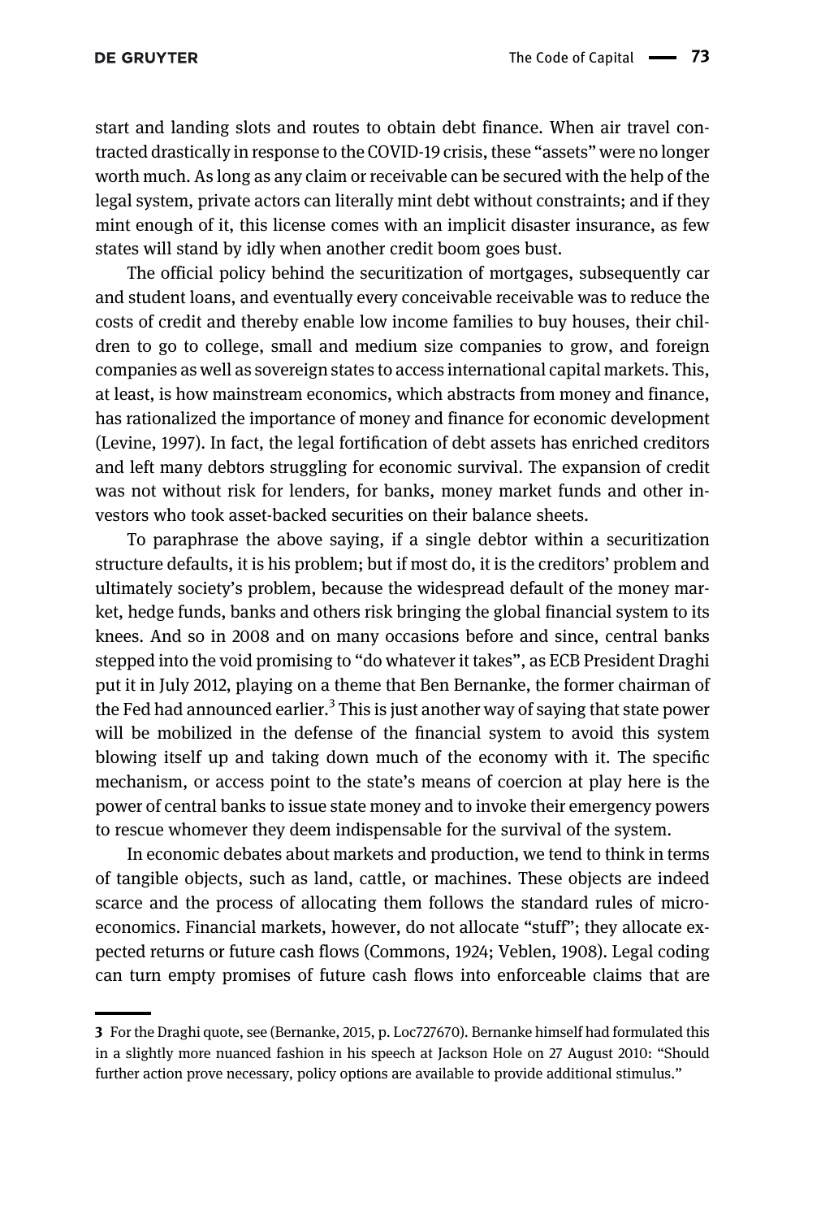start and landing slots and routes to obtain debt finance. When air travel contracted drastically in response to the COVID-19 crisis, these "assets" were no longer worth much. As long as any claim or receivable can be secured with the help of the legal system, private actors can literally mint debt without constraints; and if they mint enough of it, this license comes with an implicit disaster insurance, as few states will stand by idly when another credit boom goes bust.

The official policy behind the securitization of mortgages, subsequently car and student loans, and eventually every conceivable receivable was to reduce the costs of credit and thereby enable low income families to buy houses, their children to go to college, small and medium size companies to grow, and foreign companies as well as sovereign states to access international capital markets. This, at least, is how mainstream economics, which abstracts from money and finance, has rationalized the importance of money and finance for economic development (Levine, 1997). In fact, the legal fortification of debt assets has enriched creditors and left many debtors struggling for economic survival. The expansion of credit was not without risk for lenders, for banks, money market funds and other investors who took asset-backed securities on their balance sheets.

To paraphrase the above saying, if a single debtor within a securitization structure defaults, it is his problem; but if most do, it is the creditors' problem and ultimately society's problem, because the widespread default of the money market, hedge funds, banks and others risk bringing the global financial system to its knees. And so in 2008 and on many occasions before and since, central banks stepped into the void promising to "do whatever it takes", as ECB President Draghi put it in July 2012, playing on a theme that Ben Bernanke, the former chairman of the Fed had announced earlier.[3] This is just another way of saying that state power will be mobilized in the defense of the financial system to avoid this system blowing itself up and taking down much of the economy with it. The specific mechanism, or access point to the state's means of coercion at play here is the power of central banks to issue state money and to invoke their emergency powers to rescue whomever they deem indispensable for the survival of the system.

In economic debates about markets and production, we tend to think in terms of tangible objects, such as land, cattle, or machines. These objects are indeed scarce and the process of allocating them follows the standard rules of microeconomics. Financial markets, however, do not allocate "stuff"; they allocate expected returns or future cash flows (Commons, 1924; Veblen, 1908). Legal coding can turn empty promises of future cash flows into enforceable claims that are

---

**3** For the Draghi quote, see (Bernanke, 2015, p. Loc727670). Bernanke himself had formulated this in a slightly more nuanced fashion in his speech at Jackson Hole on 27 August 2010: "Should further action prove necessary, policy options are available to provide additional stimulus."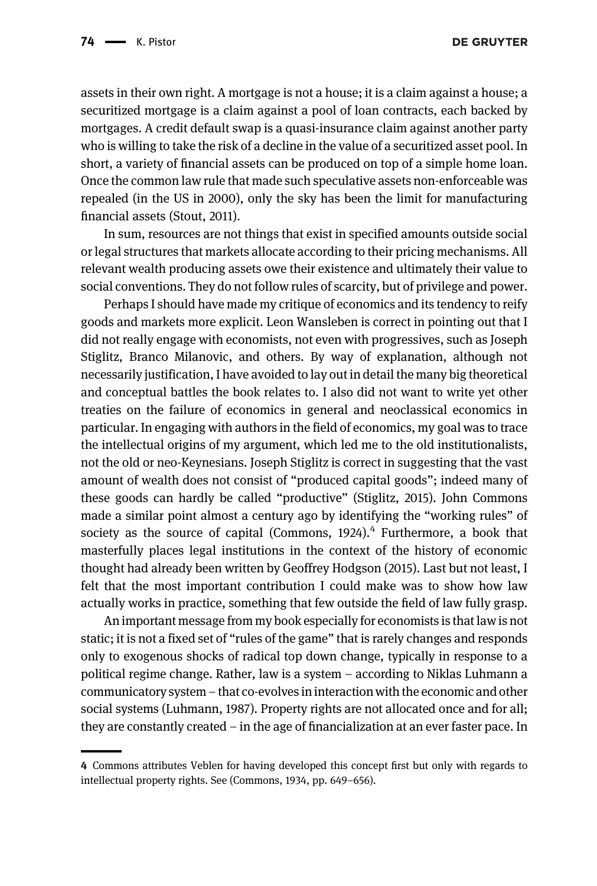assets in their own right. A mortgage is not a house; it is a claim against a house; a securitized mortgage is a claim against a pool of loan contracts, each backed by mortgages. A credit default swap is a quasi-insurance claim against another party who is willing to take the risk of a decline in the value of a securitized asset pool. In short, a variety of financial assets can be produced on top of a simple home loan. Once the common law rule that made such speculative assets non-enforceable was repealed (in the US in 2000), only the sky has been the limit for manufacturing financial assets (Stout, 2011).

In sum, resources are not things that exist in specified amounts outside social or legal structures that markets allocate according to their pricing mechanisms. All relevant wealth producing assets owe their existence and ultimately their value to social conventions. They do not follow rules of scarcity, but of privilege and power.

Perhaps I should have made my critique of economics and its tendency to reify goods and markets more explicit. Leon Wansleben is correct in pointing out that I did not really engage with economists, not even with progressives, such as Joseph Stiglitz, Branco Milanovic, and others. By way of explanation, although not necessarily justification, I have avoided to lay out in detail the many big theoretical and conceptual battles the book relates to. I also did not want to write yet other treaties on the failure of economics in general and neoclassical economics in particular. In engaging with authors in the field of economics, my goal was to trace the intellectual origins of my argument, which led me to the old institutionalists, not the old or neo-Keynesians. Joseph Stiglitz is correct in suggesting that the vast amount of wealth does not consist of "produced capital goods"; indeed many of these goods can hardly be called "productive" (Stiglitz, 2015). John Commons made a similar point almost a century ago by identifying the "working rules" of society as the source of capital (Commons, 1924).[4] Furthermore, a book that masterfully places legal institutions in the context of the history of economic thought had already been written by Geoffrey Hodgson (2015). Last but not least, I felt that the most important contribution I could make was to show how law actually works in practice, something that few outside the field of law fully grasp.

An important message from my book especially for economists is that law is not static; it is not a fixed set of "rules of the game" that is rarely changes and responds only to exogenous shocks of radical top down change, typically in response to a political regime change. Rather, law is a system – according to Niklas Luhmann a communicatory system – that co-evolves in interaction with the economic and other social systems (Luhmann, 1987). Property rights are not allocated once and for all; they are constantly created – in the age of financialization at an ever faster pace. In

---

[4] Commons attributes Veblen for having developed this concept first but only with regards to intellectual property rights. See (Commons, 1934, pp. 649–656).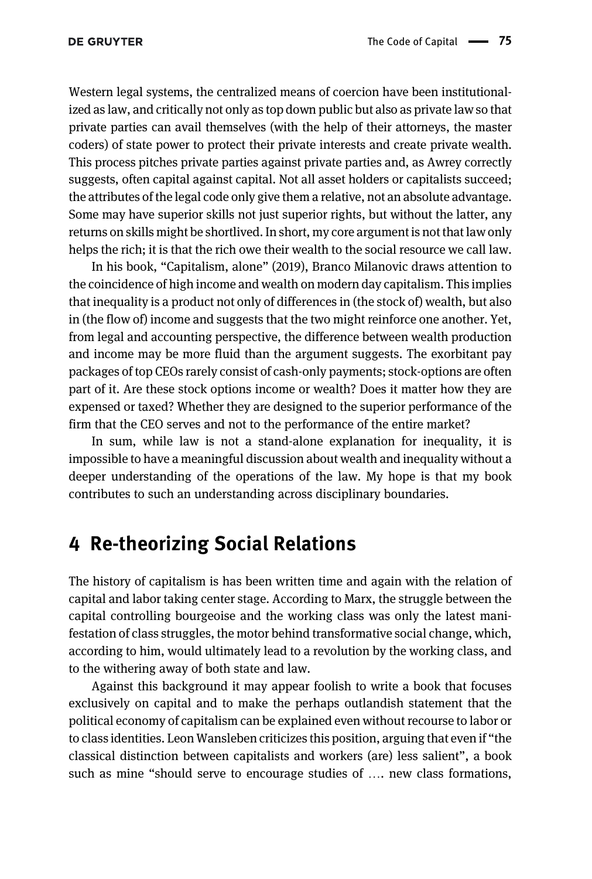Western legal systems, the centralized means of coercion have been institutionalized as law, and critically not only as top down public but also as private law so that private parties can avail themselves (with the help of their attorneys, the master coders) of state power to protect their private interests and create private wealth. This process pitches private parties against private parties and, as Awrey correctly suggests, often capital against capital. Not all asset holders or capitalists succeed; the attributes of the legal code only give them a relative, not an absolute advantage. Some may have superior skills not just superior rights, but without the latter, any returns on skills might be shortlived. In short, my core argument is not that law only helps the rich; it is that the rich owe their wealth to the social resource we call law.

In his book, "Capitalism, alone" (2019), Branco Milanovic draws attention to the coincidence of high income and wealth on modern day capitalism. This implies that inequality is a product not only of differences in (the stock of) wealth, but also in (the flow of) income and suggests that the two might reinforce one another. Yet, from legal and accounting perspective, the difference between wealth production and income may be more fluid than the argument suggests. The exorbitant pay packages of top CEOs rarely consist of cash-only payments; stock-options are often part of it. Are these stock options income or wealth? Does it matter how they are expensed or taxed? Whether they are designed to the superior performance of the firm that the CEO serves and not to the performance of the entire market?

In sum, while law is not a stand-alone explanation for inequality, it is impossible to have a meaningful discussion about wealth and inequality without a deeper understanding of the operations of the law. My hope is that my book contributes to such an understanding across disciplinary boundaries.

## 4 Re-theorizing Social Relations

The history of capitalism is has been written time and again with the relation of capital and labor taking center stage. According to Marx, the struggle between the capital controlling bourgeoise and the working class was only the latest manifestation of class struggles, the motor behind transformative social change, which, according to him, would ultimately lead to a revolution by the working class, and to the withering away of both state and law.

Against this background it may appear foolish to write a book that focuses exclusively on capital and to make the perhaps outlandish statement that the political economy of capitalism can be explained even without recourse to labor or to class identities. Leon Wansleben criticizes this position, arguing that even if "the classical distinction between capitalists and workers (are) less salient", a book such as mine "should serve to encourage studies of …. new class formations,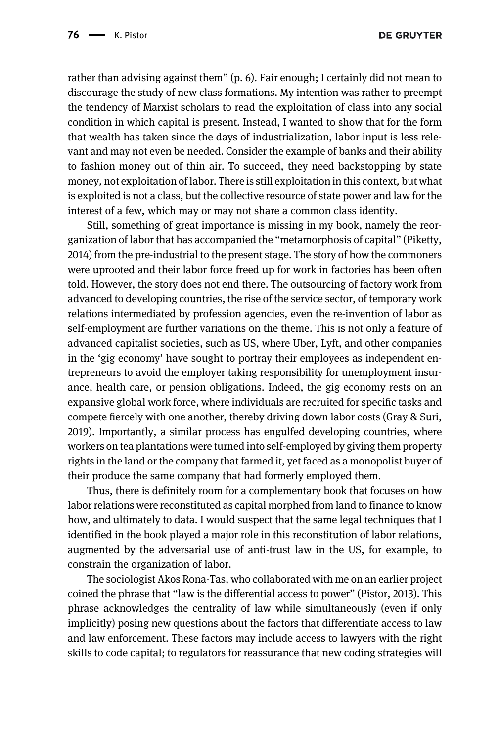rather than advising against them" (p. 6). Fair enough; I certainly did not mean to discourage the study of new class formations. My intention was rather to preempt the tendency of Marxist scholars to read the exploitation of class into any social condition in which capital is present. Instead, I wanted to show that for the form that wealth has taken since the days of industrialization, labor input is less relevant and may not even be needed. Consider the example of banks and their ability to fashion money out of thin air. To succeed, they need backstopping by state money, not exploitation of labor. There is still exploitation in this context, but what is exploited is not a class, but the collective resource of state power and law for the interest of a few, which may or may not share a common class identity.

Still, something of great importance is missing in my book, namely the reorganization of labor that has accompanied the "metamorphosis of capital" (Piketty, 2014) from the pre-industrial to the present stage. The story of how the commoners were uprooted and their labor force freed up for work in factories has been often told. However, the story does not end there. The outsourcing of factory work from advanced to developing countries, the rise of the service sector, of temporary work relations intermediated by profession agencies, even the re-invention of labor as self-employment are further variations on the theme. This is not only a feature of advanced capitalist societies, such as US, where Uber, Lyft, and other companies in the 'gig economy' have sought to portray their employees as independent entrepreneurs to avoid the employer taking responsibility for unemployment insurance, health care, or pension obligations. Indeed, the gig economy rests on an expansive global work force, where individuals are recruited for specific tasks and compete fiercely with one another, thereby driving down labor costs (Gray & Suri, 2019). Importantly, a similar process has engulfed developing countries, where workers on tea plantations were turned into self-employed by giving them property rights in the land or the company that farmed it, yet faced as a monopolist buyer of their produce the same company that had formerly employed them.

Thus, there is definitely room for a complementary book that focuses on how labor relations were reconstituted as capital morphed from land to finance to know how, and ultimately to data. I would suspect that the same legal techniques that I identified in the book played a major role in this reconstitution of labor relations, augmented by the adversarial use of anti-trust law in the US, for example, to constrain the organization of labor.

The sociologist Akos Rona-Tas, who collaborated with me on an earlier project coined the phrase that "law is the differential access to power" (Pistor, 2013). This phrase acknowledges the centrality of law while simultaneously (even if only implicitly) posing new questions about the factors that differentiate access to law and law enforcement. These factors may include access to lawyers with the right skills to code capital; to regulators for reassurance that new coding strategies will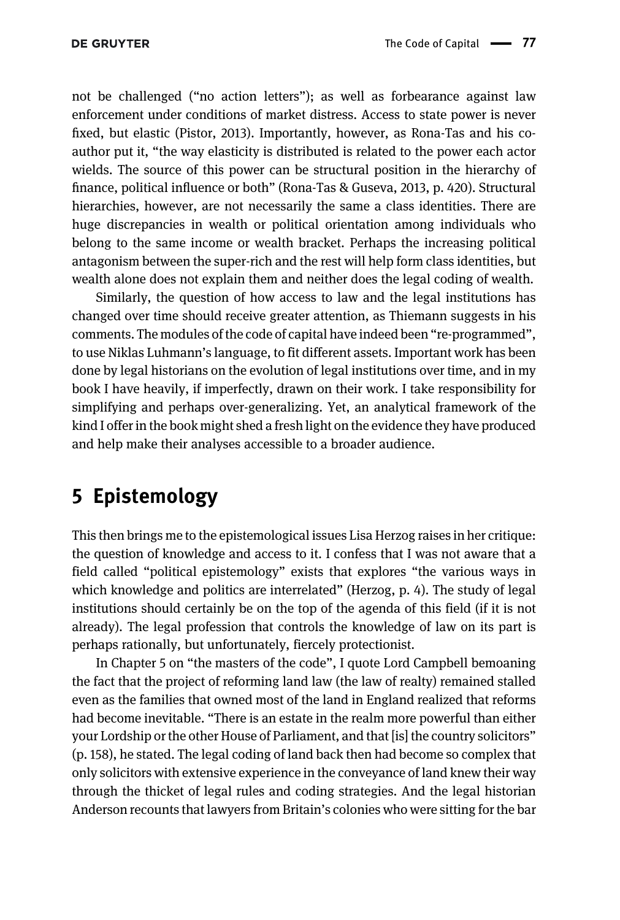not be challenged ("no action letters"); as well as forbearance against law enforcement under conditions of market distress. Access to state power is never fixed, but elastic (Pistor, 2013). Importantly, however, as Rona-Tas and his co-author put it, "the way elasticity is distributed is related to the power each actor wields. The source of this power can be structural position in the hierarchy of finance, political influence or both" (Rona-Tas & Guseva, 2013, p. 420). Structural hierarchies, however, are not necessarily the same a class identities. There are huge discrepancies in wealth or political orientation among individuals who belong to the same income or wealth bracket. Perhaps the increasing political antagonism between the super-rich and the rest will help form class identities, but wealth alone does not explain them and neither does the legal coding of wealth.

Similarly, the question of how access to law and the legal institutions has changed over time should receive greater attention, as Thiemann suggests in his comments. The modules of the code of capital have indeed been "re-programmed", to use Niklas Luhmann's language, to fit different assets. Important work has been done by legal historians on the evolution of legal institutions over time, and in my book I have heavily, if imperfectly, drawn on their work. I take responsibility for simplifying and perhaps over-generalizing. Yet, an analytical framework of the kind I offer in the book might shed a fresh light on the evidence they have produced and help make their analyses accessible to a broader audience.

## 5 Epistemology

This then brings me to the epistemological issues Lisa Herzog raises in her critique: the question of knowledge and access to it. I confess that I was not aware that a field called "political epistemology" exists that explores "the various ways in which knowledge and politics are interrelated" (Herzog, p. 4). The study of legal institutions should certainly be on the top of the agenda of this field (if it is not already). The legal profession that controls the knowledge of law on its part is perhaps rationally, but unfortunately, fiercely protectionist.

In Chapter 5 on "the masters of the code", I quote Lord Campbell bemoaning the fact that the project of reforming land law (the law of realty) remained stalled even as the families that owned most of the land in England realized that reforms had become inevitable. "There is an estate in the realm more powerful than either your Lordship or the other House of Parliament, and that [is] the country solicitors" (p. 158), he stated. The legal coding of land back then had become so complex that only solicitors with extensive experience in the conveyance of land knew their way through the thicket of legal rules and coding strategies. And the legal historian Anderson recounts that lawyers from Britain's colonies who were sitting for the bar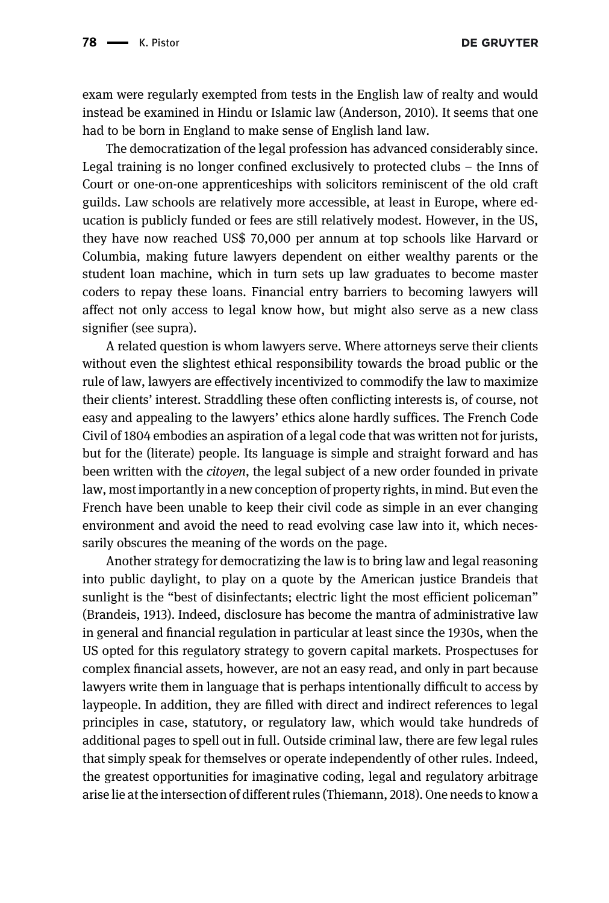exam were regularly exempted from tests in the English law of realty and would instead be examined in Hindu or Islamic law (Anderson, 2010). It seems that one had to be born in England to make sense of English land law.

The democratization of the legal profession has advanced considerably since. Legal training is no longer confined exclusively to protected clubs – the Inns of Court or one-on-one apprenticeships with solicitors reminiscent of the old craft guilds. Law schools are relatively more accessible, at least in Europe, where education is publicly funded or fees are still relatively modest. However, in the US, they have now reached US$ 70,000 per annum at top schools like Harvard or Columbia, making future lawyers dependent on either wealthy parents or the student loan machine, which in turn sets up law graduates to become master coders to repay these loans. Financial entry barriers to becoming lawyers will affect not only access to legal know how, but might also serve as a new class signifier (see supra).

A related question is whom lawyers serve. Where attorneys serve their clients without even the slightest ethical responsibility towards the broad public or the rule of law, lawyers are effectively incentivized to commodify the law to maximize their clients' interest. Straddling these often conflicting interests is, of course, not easy and appealing to the lawyers' ethics alone hardly suffices. The French Code Civil of 1804 embodies an aspiration of a legal code that was written not for jurists, but for the (literate) people. Its language is simple and straight forward and has been written with the *citoyen*, the legal subject of a new order founded in private law, most importantly in a new conception of property rights, in mind. But even the French have been unable to keep their civil code as simple in an ever changing environment and avoid the need to read evolving case law into it, which necessarily obscures the meaning of the words on the page.

Another strategy for democratizing the law is to bring law and legal reasoning into public daylight, to play on a quote by the American justice Brandeis that sunlight is the "best of disinfectants; electric light the most efficient policeman" (Brandeis, 1913). Indeed, disclosure has become the mantra of administrative law in general and financial regulation in particular at least since the 1930s, when the US opted for this regulatory strategy to govern capital markets. Prospectuses for complex financial assets, however, are not an easy read, and only in part because lawyers write them in language that is perhaps intentionally difficult to access by laypeople. In addition, they are filled with direct and indirect references to legal principles in case, statutory, or regulatory law, which would take hundreds of additional pages to spell out in full. Outside criminal law, there are few legal rules that simply speak for themselves or operate independently of other rules. Indeed, the greatest opportunities for imaginative coding, legal and regulatory arbitrage arise lie at the intersection of different rules (Thiemann, 2018). One needs to know a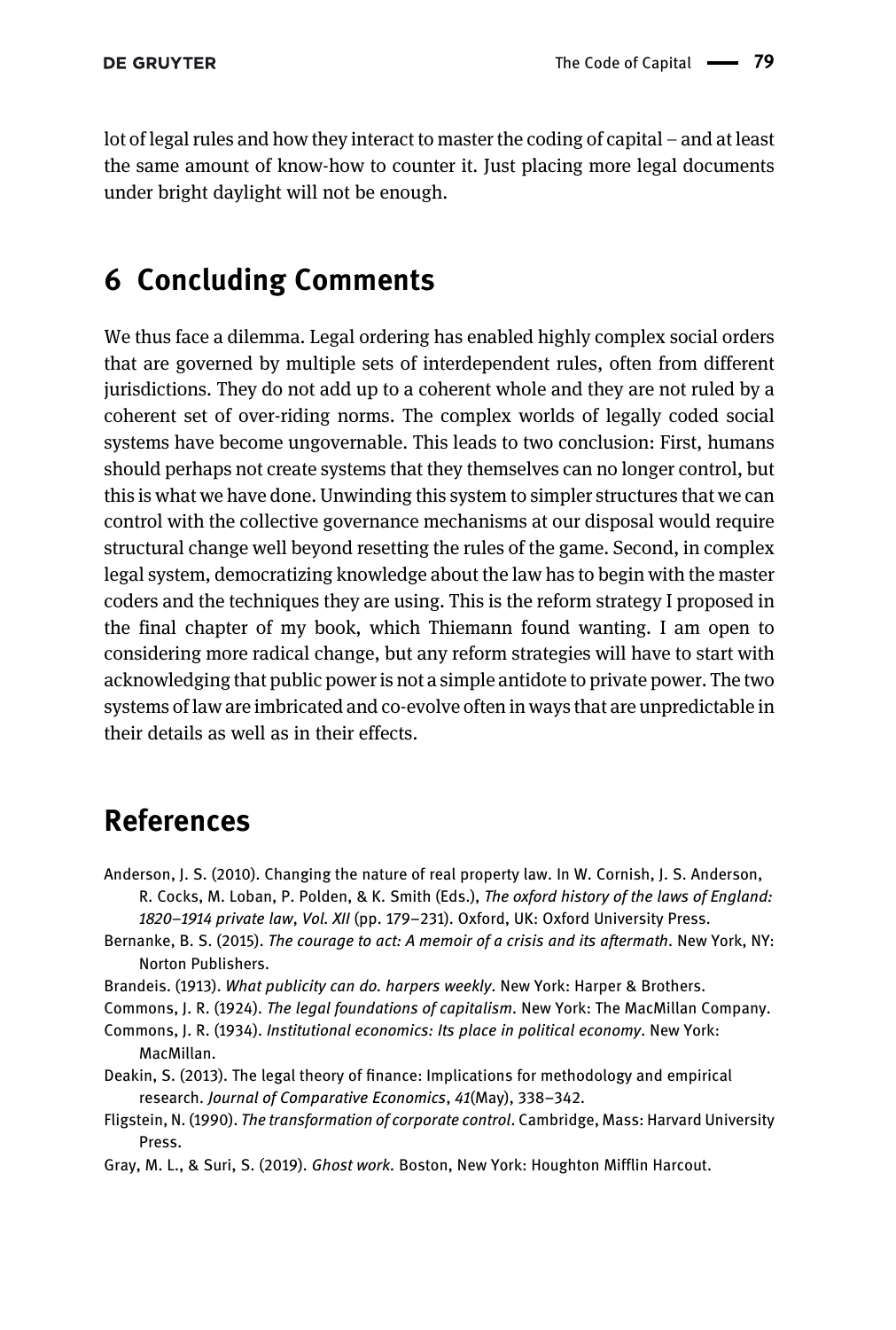lot of legal rules and how they interact to master the coding of capital – and at least the same amount of know-how to counter it. Just placing more legal documents under bright daylight will not be enough.

## 6 Concluding Comments

We thus face a dilemma. Legal ordering has enabled highly complex social orders that are governed by multiple sets of interdependent rules, often from different jurisdictions. They do not add up to a coherent whole and they are not ruled by a coherent set of over-riding norms. The complex worlds of legally coded social systems have become ungovernable. This leads to two conclusion: First, humans should perhaps not create systems that they themselves can no longer control, but this is what we have done. Unwinding this system to simpler structures that we can control with the collective governance mechanisms at our disposal would require structural change well beyond resetting the rules of the game. Second, in complex legal system, democratizing knowledge about the law has to begin with the master coders and the techniques they are using. This is the reform strategy I proposed in the final chapter of my book, which Thiemann found wanting. I am open to considering more radical change, but any reform strategies will have to start with acknowledging that public power is not a simple antidote to private power. The two systems of law are imbricated and co-evolve often in ways that are unpredictable in their details as well as in their effects.

## References

Anderson, J. S. (2010). Changing the nature of real property law. In W. Cornish, J. S. Anderson, R. Cocks, M. Loban, P. Polden, & K. Smith (Eds.), *The oxford history of the laws of England: 1820–1914 private law*, *Vol. XII* (pp. 179–231). Oxford, UK: Oxford University Press.

Bernanke, B. S. (2015). *The courage to act: A memoir of a crisis and its aftermath*. New York, NY: Norton Publishers.

Brandeis. (1913). *What publicity can do. harpers weekly*. New York: Harper & Brothers.

Commons, J. R. (1924). *The legal foundations of capitalism*. New York: The MacMillan Company.

Commons, J. R. (1934). *Institutional economics: Its place in political economy*. New York: MacMillan.

Deakin, S. (2013). The legal theory of finance: Implications for methodology and empirical research. *Journal of Comparative Economics*, *41*(May), 338–342.

Fligstein, N. (1990). *The transformation of corporate control*. Cambridge, Mass: Harvard University Press.

Gray, M. L., & Suri, S. (2019). *Ghost work*. Boston, New York: Houghton Mifflin Harcout.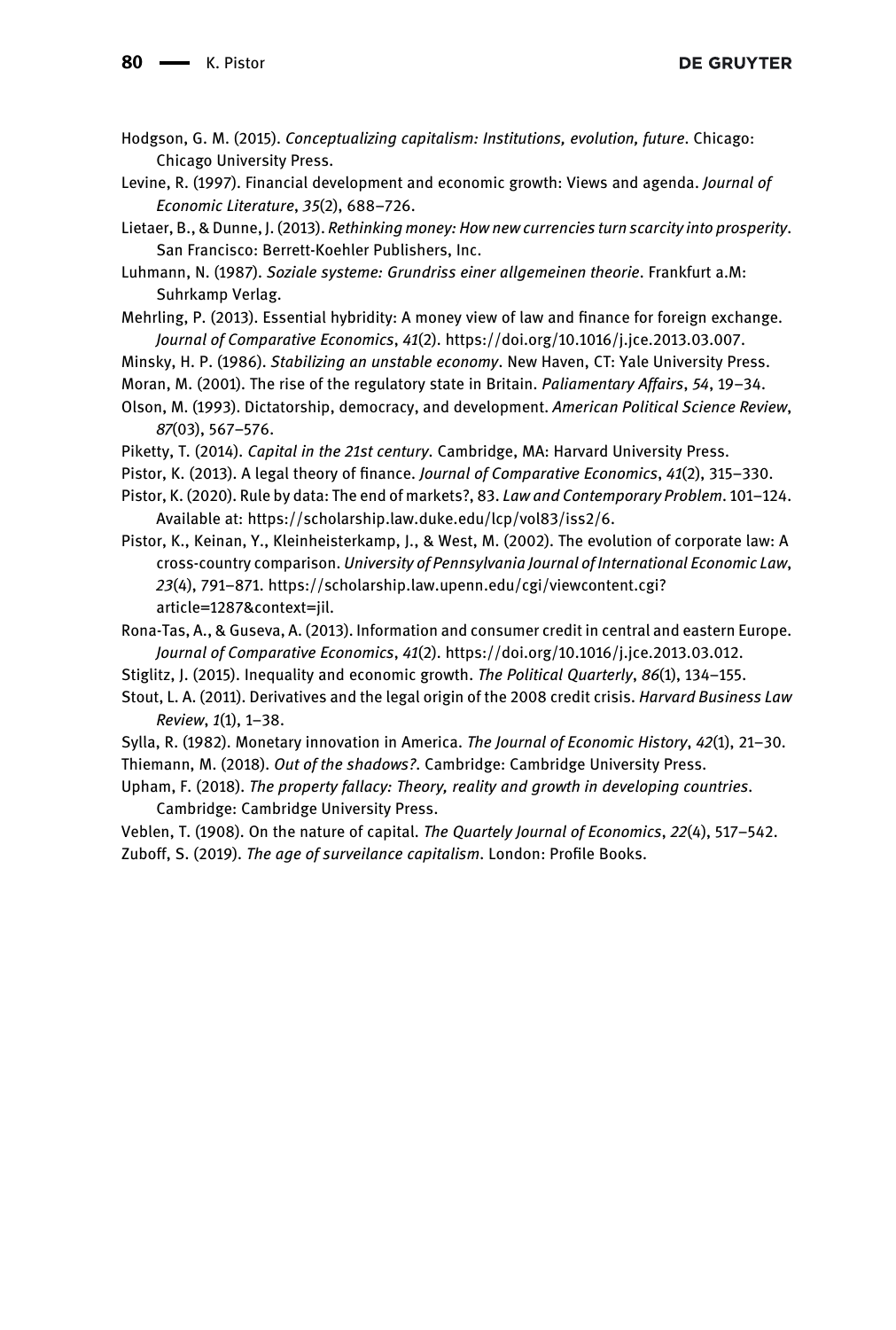Hodgson, G. M. (2015). *Conceptualizing capitalism: Institutions, evolution, future*. Chicago: Chicago University Press.

Levine, R. (1997). Financial development and economic growth: Views and agenda. *Journal of Economic Literature*, *35*(2), 688–726.

Lietaer, B., & Dunne, J. (2013). *Rethinking money: How new currencies turn scarcity into prosperity*. San Francisco: Berrett-Koehler Publishers, Inc.

Luhmann, N. (1987). *Soziale systeme: Grundriss einer allgemeinen theorie*. Frankfurt a.M: Suhrkamp Verlag.

Mehrling, P. (2013). Essential hybridity: A money view of law and finance for foreign exchange. *Journal of Comparative Economics*, *41*(2). https://doi.org/10.1016/j.jce.2013.03.007.

Minsky, H. P. (1986). *Stabilizing an unstable economy*. New Haven, CT: Yale University Press.

Moran, M. (2001). The rise of the regulatory state in Britain. *Paliamentary Affairs*, *54*, 19–34.

Olson, M. (1993). Dictatorship, democracy, and development. *American Political Science Review*, *87*(03), 567–576.

Piketty, T. (2014). *Capital in the 21st century*. Cambridge, MA: Harvard University Press.

Pistor, K. (2013). A legal theory of finance. *Journal of Comparative Economics*, *41*(2), 315–330.

Pistor, K. (2020). Rule by data: The end of markets?, 83. *Law and Contemporary Problem*. 101–124. Available at: https://scholarship.law.duke.edu/lcp/vol83/iss2/6.

Pistor, K., Keinan, Y., Kleinheisterkamp, J., & West, M. (2002). The evolution of corporate law: A cross-country comparison. *University of Pennsylvania Journal of International Economic Law*, *23*(4), 791–871. https://scholarship.law.upenn.edu/cgi/viewcontent.cgi?article=1287&context=jil.

Rona-Tas, A., & Guseva, A. (2013). Information and consumer credit in central and eastern Europe. *Journal of Comparative Economics*, *41*(2). https://doi.org/10.1016/j.jce.2013.03.012.

Stiglitz, J. (2015). Inequality and economic growth. *The Political Quarterly*, *86*(1), 134–155.

Stout, L. A. (2011). Derivatives and the legal origin of the 2008 credit crisis. *Harvard Business Law Review*, *1*(1), 1–38.

Sylla, R. (1982). Monetary innovation in America. *The Journal of Economic History*, *42*(1), 21–30.

Thiemann, M. (2018). *Out of the shadows?*. Cambridge: Cambridge University Press.

Upham, F. (2018). *The property fallacy: Theory, reality and growth in developing countries*. Cambridge: Cambridge University Press.

Veblen, T. (1908). On the nature of capital. *The Quartely Journal of Economics*, *22*(4), 517–542.

Zuboff, S. (2019). *The age of surveilance capitalism*. London: Profile Books.